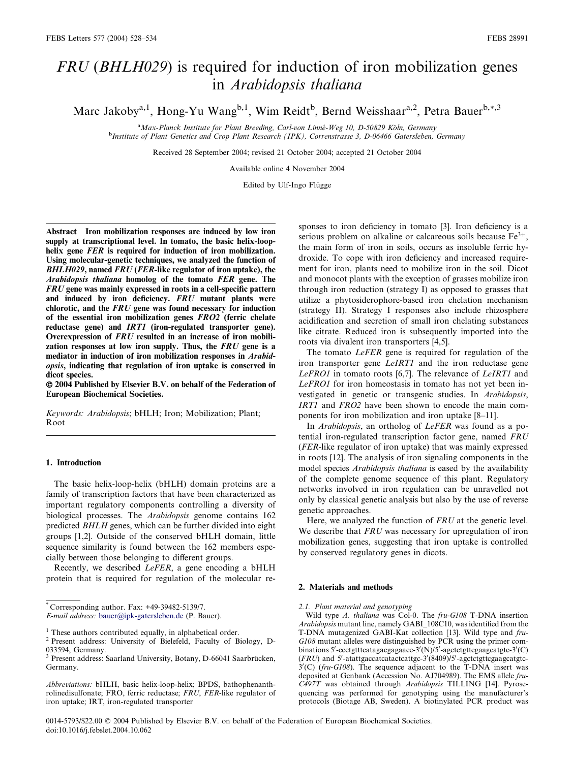# *FRU* (*BHLH029*) is required for induction of iron mobilization genes in *Arabidopsis thaliana*

Marc Jakoby[a,1], Hong-Yu Wang[b,1], Wim Reidt[b], Bernd Weisshaar[a,2], Petra Bauer[b,*,3]

[a] Max-Planck Institute for Plant Breeding, Carl-von Linné-Weg 10, D-50829 Köln, Germany
[b] Institute of Plant Genetics and Crop Plant Research (IPK), Correnstrasse 3, D-06466 Gatersleben, Germany

Received 28 September 2004; revised 21 October 2004; accepted 21 October 2004

Available online 4 November 2004

Edited by Ulf-Ingo Flügge

**Abstract** Iron mobilization responses are induced by low iron supply at transcriptional level. In tomato, the basic helix-loop-helix gene *FER* is required for induction of iron mobilization. Using molecular-genetic techniques, we analyzed the function of *BHLH029*, named *FRU* (*FER*-like regulator of iron uptake), the *Arabidopsis thaliana* homolog of the tomato *FER* gene. The *FRU* gene was mainly expressed in roots in a cell-specific pattern and induced by iron deficiency. *FRU* mutant plants were chlorotic, and the *FRU* gene was found necessary for induction of the essential iron mobilization genes *FRO2* (ferric chelate reductase gene) and *IRT1* (iron-regulated transporter gene). Overexpression of *FRU* resulted in an increase of iron mobilization responses at low iron supply. Thus, the *FRU* gene is a mediator in induction of iron mobilization responses in *Arabidopsis*, indicating that regulation of iron uptake is conserved in dicot species.

**© 2004 Published by Elsevier B.V. on behalf of the Federation of European Biochemical Societies.**

*Keywords:* *Arabidopsis*; bHLH; Iron; Mobilization; Plant; Root

## 1. Introduction

The basic helix-loop-helix (bHLH) domain proteins are a family of transcription factors that have been characterized as important regulatory components controlling a diversity of biological processes. The *Arabidopsis* genome contains 162 predicted *BHLH* genes, which can be further divided into eight groups [1,2]. Outside of the conserved bHLH domain, little sequence similarity is found between the 162 members especially between those belonging to different groups.

Recently, we described *LeFER*, a gene encoding a bHLH protein that is required for regulation of the molecular responses to iron deficiency in tomato [3]. Iron deficiency is a serious problem on alkaline or calcareous soils because $Fe^{3+}$, the main form of iron in soils, occurs as insoluble ferric hydroxide. To cope with iron deficiency and increased requirement for iron, plants need to mobilize iron in the soil. Dicot and monocot plants with the exception of grasses mobilize iron through iron reduction (strategy I) as opposed to grasses that utilize a phytosiderophore-based iron chelation mechanism (strategy II). Strategy I responses also include rhizosphere acidification and secretion of small iron chelating substances like citrate. Reduced iron is subsequently imported into the roots via divalent iron transporters [4,5].

The tomato *LeFER* gene is required for regulation of the iron transporter gene *LeIRT1* and the iron reductase gene *LeFRO1* in tomato roots [6,7]. The relevance of *LeIRT1* and *LeFRO1* for iron homeostasis in tomato has not yet been investigated in genetic or transgenic studies. In *Arabidopsis*, *IRT1* and *FRO2* have been shown to encode the main components for iron mobilization and iron uptake [8–11].

In *Arabidopsis*, an ortholog of *LeFER* was found as a potential iron-regulated transcription factor gene, named *FRU* (*FER*-like regulator of iron uptake) that was mainly expressed in roots [12]. The analysis of iron signaling components in the model species *Arabidopsis thaliana* is eased by the availability of the complete genome sequence of this plant. Regulatory networks involved in iron regulation can be unravelled not only by classical genetic analysis but also by the use of reverse genetic approaches.

Here, we analyzed the function of *FRU* at the genetic level. We describe that *FRU* was necessary for upregulation of iron mobilization genes, suggesting that iron uptake is controlled by conserved regulatory genes in dicots.

## 2. Materials and methods

### 2.1. Plant material and genotyping

Wild type *A. thaliana* was Col-0. The *fru-G108* T-DNA insertion *Arabidopsis* mutant line, namely GABI_108C10, was identified from the T-DNA mutagenized GABI-Kat collection [13]. Wild type and *fru-G108* mutant alleles were distinguished by PCR using the primer combinations 5′-ccctgtttcatagacgagaacc-3′(N)/5′-agctctgttcgaagcatgtc-3′(C) (*FRU*) and 5′-atattgaccatcatactcattgc-3′(8409)/5′-agctctgttcgaagcatgtc-3′(C) (*fru-G108*). The sequence adjacent to the T-DNA insert was deposited at Genbank (Accession No. AJ704989). The EMS allele *fru-C497T* was obtained through *Arabidopsis* TILLING [14]. Pyrosequencing was performed for genotyping using the manufacturer's protocols (Biotage AB, Sweden). A biotinylated PCR product was

---

\* Corresponding author. Fax: +49-39482-5139/7.
*E-mail address:* bauer@ipk-gatersleben.de (P. Bauer).

[1] These authors contributed equally, in alphabetical order.
[2] Present address: University of Bielefeld, Faculty of Biology, D-033594, Germany.
[3] Present address: Saarland University, Botany, D-66041 Saarbrücken, Germany.

*Abbreviations:* bHLH, basic helix-loop-helix; BPDS, bathophenanthrolinedisulfonate; FRO, ferric reductase; *FRU*, *FER*-like regulator of iron uptake; IRT, iron-regulated transporter

0014-5793/$22.00 © 2004 Published by Elsevier B.V. on behalf of the Federation of European Biochemical Societies.
doi:10.1016/j.febslet.2004.10.062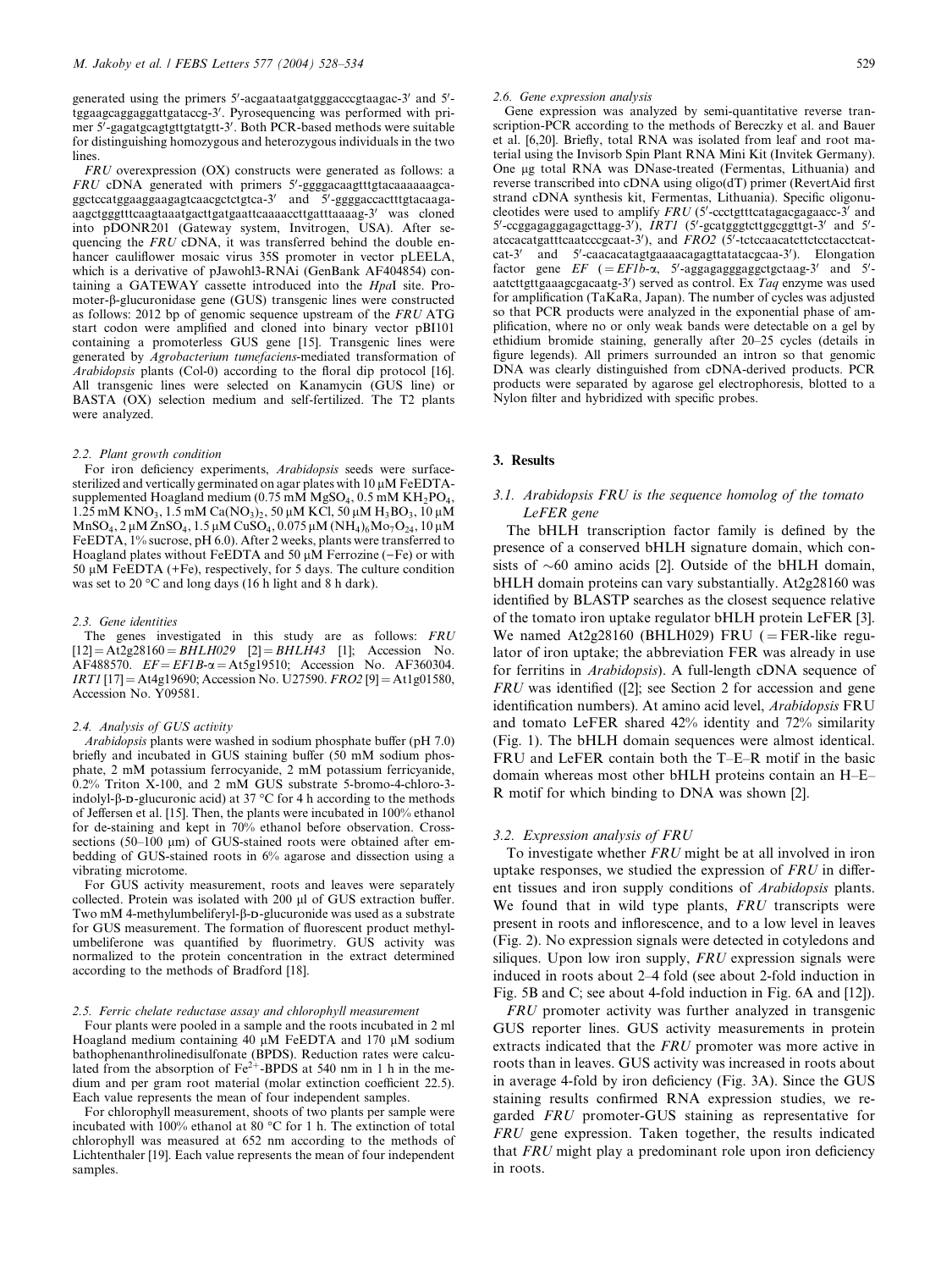generated using the primers 5′-acgaataatgatgggacccgtaagac-3′ and 5′-tggaagcaggaggattgataccg-3′. Pyrosequencing was performed with primer 5′-gagatgcagtgttgtatgtt-3′. Both PCR-based methods were suitable for distinguishing homozygous and heterozygous individuals in the two lines.

*FRU* overexpression (OX) constructs were generated as follows: a *FRU* cDNA generated with primers 5′-ggggacaagtttgtacaaaaaagcaggctccatggaaggaagagtcaacgctctgtca-3′ and 5′-ggggaccactttgtacaagaaagctgggtttcaagtaaatgacttgatgaattcaaaaccttgatttaaaag-3′ was cloned into pDONR201 (Gateway system, Invitrogen, USA). After sequencing the *FRU* cDNA, it was transferred behind the double enhancer cauliflower mosaic virus 35S promoter in vector pLEELA, which is a derivative of pJawohl3-RNAi (GenBank AF404854) containing a GATEWAY cassette introduced into the *Hpa*I site. Promoter-β-glucuronidase gene (GUS) transgenic lines were constructed as follows: 2012 bp of genomic sequence upstream of the *FRU* ATG start codon were amplified and cloned into binary vector pBI101 containing a promoterless GUS gene [15]. Transgenic lines were generated by *Agrobacterium tumefaciens*-mediated transformation of *Arabidopsis* plants (Col-0) according to the floral dip protocol [16]. All transgenic lines were selected on Kanamycin (GUS line) or BASTA (OX) selection medium and self-fertilized. The T2 plants were analyzed.

### 2.2. Plant growth condition

For iron deficiency experiments, *Arabidopsis* seeds were surface-sterilized and vertically germinated on agar plates with 10 μM FeEDTA-supplemented Hoagland medium (0.75 mM $MgSO_4$, 0.5 mM $KH_2PO_4$, 1.25 mM $KNO_3$, 1.5 mM $Ca(NO_3)_2$, 50 μM KCl, 50 μM $H_3BO_3$, 10 μM $MnSO_4$, 2 μM $ZnSO_4$, 1.5 μM $CuSO_4$, 0.075 μM $(NH_4)_6Mo_7O_{24}$, 10 μM FeEDTA, 1% sucrose, pH 6.0). After 2 weeks, plants were transferred to Hoagland plates without FeEDTA and 50 μM Ferrozine (−Fe) or with 50 μM FeEDTA (+Fe), respectively, for 5 days. The culture condition was set to 20 °C and long days (16 h light and 8 h dark).

### 2.3. Gene identities

The genes investigated in this study are as follows: *FRU* [12] = At2g28160 = *BHLH029* [2] = *BHLH43* [1]; Accession No. AF488570. *EF* = *EF1B-α* = At5g19510; Accession No. AF360304. *IRT1* [17] = At4g19690; Accession No. U27590. *FRO2* [9] = At1g01580, Accession No. Y09581.

### 2.4. Analysis of GUS activity

*Arabidopsis* plants were washed in sodium phosphate buffer (pH 7.0) briefly and incubated in GUS staining buffer (50 mM sodium phosphate, 2 mM potassium ferrocyanide, 2 mM potassium ferricyanide, 0.2% Triton X-100, and 2 mM GUS substrate 5-bromo-4-chloro-3-indolyl-β-D-glucuronic acid) at 37 °C for 4 h according to the methods of Jeffersen et al. [15]. Then, the plants were incubated in 100% ethanol for de-staining and kept in 70% ethanol before observation. Cross-sections (50–100 μm) of GUS-stained roots were obtained after embedding of GUS-stained roots in 6% agarose and dissection using a vibrating microtome.

For GUS activity measurement, roots and leaves were separately collected. Protein was isolated with 200 μl of GUS extraction buffer. Two mM 4-methylumbeliferyl-β-D-glucuronide was used as a substrate for GUS measurement. The formation of fluorescent product methylumbeliferone was quantified by fluorimetry. GUS activity was normalized to the protein concentration in the extract determined according to the methods of Bradford [18].

### 2.5. Ferric chelate reductase assay and chlorophyll measurement

Four plants were pooled in a sample and the roots incubated in 2 ml Hoagland medium containing 40 μM FeEDTA and 170 μM sodium bathophenanthrolinedisulfonate (BPDS). Reduction rates were calculated from the absorption of $Fe^{2+}$-BPDS at 540 nm in 1 h in the medium and per gram root material (molar extinction coefficient 22.5). Each value represents the mean of four independent samples.

For chlorophyll measurement, shoots of two plants per sample were incubated with 100% ethanol at 80 °C for 1 h. The extinction of total chlorophyll was measured at 652 nm according to the methods of Lichtenthaler [19]. Each value represents the mean of four independent samples.

### 2.6. Gene expression analysis

Gene expression was analyzed by semi-quantitative reverse transcription-PCR according to the methods of Bereczky et al. and Bauer et al. [6,20]. Briefly, total RNA was isolated from leaf and root material using the Invisorb Spin Plant RNA Mini Kit (Invitek Germany). One μg total RNA was DNase-treated (Fermentas, Lithuania) and reverse transcribed into cDNA using oligo(dT) primer (RevertAid first strand cDNA synthesis kit, Fermentas, Lithuania). Specific oligonucleotides were used to amplify *FRU* (5′-ccctgtttcatagacgagaacc-3′ and 5′-ccggagaggagagcttagg-3′), *IRT1* (5′-gcatgggtcttggcggttgt-3′ and 5′-atccacatgatttcaatcccgcaat-3′), and *FRO2* (5′-tctccaacatcttctcctacctcatcat-3′ and 5′-caacacatagtgaaaacagagttatatacgcaa-3′). Elongation factor gene *EF* (= *EF1b-α*, 5′-aggagagggaggctgctaag-3′ and 5′-aatcttgttgaaagcgacaatg-3′) served as control. Ex *Taq* enzyme was used for amplification (TaKaRa, Japan). The number of cycles was adjusted so that PCR products were analyzed in the exponential phase of amplification, where no or only weak bands were detectable on a gel by ethidium bromide staining, generally after 20–25 cycles (details in figure legends). All primers surrounded an intron so that genomic DNA was clearly distinguished from cDNA-derived products. PCR products were separated by agarose gel electrophoresis, blotted to a Nylon filter and hybridized with specific probes.

## 3. Results

### 3.1. *Arabidopsis FRU* is the sequence homolog of the tomato *LeFER* gene

The bHLH transcription factor family is defined by the presence of a conserved bHLH signature domain, which consists of ~60 amino acids [2]. Outside of the bHLH domain, bHLH domain proteins can vary substantially. At2g28160 was identified by BLASTP searches as the closest sequence relative of the tomato iron uptake regulator bHLH protein LeFER [3]. We named At2g28160 (BHLH029) FRU (= FER-like regulator of iron uptake; the abbreviation FER was already in use for ferritins in *Arabidopsis*). A full-length cDNA sequence of *FRU* was identified ([2]; see Section 2 for accession and gene identification numbers). At amino acid level, *Arabidopsis* FRU and tomato LeFER shared 42% identity and 72% similarity (Fig. 1). The bHLH domain sequences were almost identical. FRU and LeFER contain both the T–E–R motif in the basic domain whereas most other bHLH proteins contain an H–E–R motif for which binding to DNA was shown [2].

### 3.2. Expression analysis of *FRU*

To investigate whether *FRU* might be at all involved in iron uptake responses, we studied the expression of *FRU* in different tissues and iron supply conditions of *Arabidopsis* plants. We found that in wild type plants, *FRU* transcripts were present in roots and inflorescence, and to a low level in leaves (Fig. 2). No expression signals were detected in cotyledons and siliques. Upon low iron supply, *FRU* expression signals were induced in roots about 2–4 fold (see about 2-fold induction in Fig. 5B and C; see about 4-fold induction in Fig. 6A and [12]).

*FRU* promoter activity was further analyzed in transgenic GUS reporter lines. GUS activity measurements in protein extracts indicated that the *FRU* promoter was more active in roots than in leaves. GUS activity was increased in roots about in average 4-fold by iron deficiency (Fig. 3A). Since the GUS staining results confirmed RNA expression studies, we regarded *FRU* promoter-GUS staining as representative for *FRU* gene expression. Taken together, the results indicated that *FRU* might play a predominant role upon iron deficiency in roots.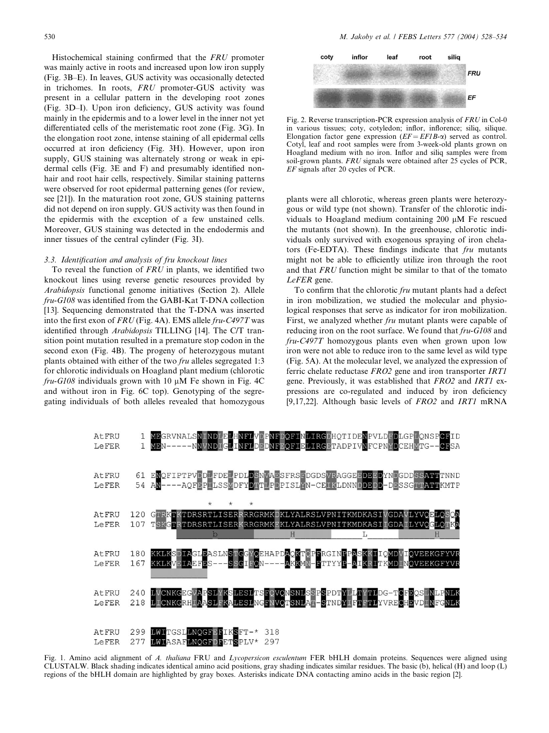Histochemical staining confirmed that the *FRU* promoter was mainly active in roots and increased upon low iron supply (Fig. 3B–E). In leaves, GUS activity was occasionally detected in trichomes. In roots, *FRU* promoter-GUS activity was present in a cellular pattern in the developing root zones (Fig. 3D–I). Upon iron deficiency, GUS activity was found mainly in the epidermis and to a lower level in the inner not yet differentiated cells of the meristematic root zone (Fig. 3G). In the elongation root zone, intense staining of all epidermal cells occurred at iron deficiency (Fig. 3H). However, upon iron supply, GUS staining was alternately strong or weak in epidermal cells (Fig. 3E and F) and presumably identified non-hair and root hair cells, respectively. Similar staining patterns were observed for root epidermal patterning genes (for review, see [21]). In the maturation root zone, GUS staining patterns did not depend on iron supply. GUS activity was then found in the epidermis with the exception of a few unstained cells. Moreover, GUS staining was detected in the endodermis and inner tissues of the central cylinder (Fig. 3I).

### 3.3. Identification and analysis of fru knockout lines

To reveal the function of *FRU* in plants, we identified two knockout lines using reverse genetic resources provided by *Arabidopsis* functional genome initiatives (Section 2). Allele *fru-G108* was identified from the GABI-Kat T-DNA collection [13]. Sequencing demonstrated that the T-DNA was inserted into the first exon of *FRU* (Fig. 4A). EMS allele *fru-C497T* was identified through *Arabidopsis* TILLING [14]. The C/T transition point mutation resulted in a premature stop codon in the second exon (Fig. 4B). The progeny of heterozygous mutant plants obtained with either of the two *fru* alleles segregated 1:3 for chlorotic individuals on Hoagland plant medium (chlorotic *fru-G108* individuals grown with 10 μM Fe shown in Fig. 4C and without iron in Fig. 6C top). Genotyping of the segregating individuals of both alleles revealed that homozygous plants were all chlorotic, whereas green plants were heterozygous or wild type (not shown). Transfer of the chlorotic individuals to Hoagland medium containing 200 μM Fe rescued the mutants (not shown). In the greenhouse, chlorotic individuals only survived with exogenous spraying of iron chelators (Fe-EDTA). These findings indicate that *fru* mutants might not be able to efficiently utilize iron through the root and that *FRU* function might be similar to that of the tomato *LeFER* gene.

To confirm that the chlorotic *fru* mutant plants had a defect in iron mobilization, we studied the molecular and physiological responses that serve as indicator for iron mobilization. First, we analyzed whether *fru* mutant plants were capable of reducing iron on the root surface. We found that *fru-G108* and *fru-C497T* homozygous plants even when grown upon low iron were not able to reduce iron to the same level as wild type (Fig. 5A). At the molecular level, we analyzed the expression of ferric chelate reductase *FRO2* gene and iron transporter *IRT1* gene. Previously, it was established that *FRO2* and *IRT1* expressions are co-regulated and induced by iron deficiency [9,17,22]. Although basic levels of *FRO2* and *IRT1* mRNA

Fig. 2. Reverse transcription-PCR expression analysis of *FRU* in Col-0 in various tissues; coty, cotyledon; inflor, inflorence; siliq, silique. Elongation factor gene expression ($EF = EF1B\text{-}\alpha$) served as control. Cotyl, leaf and root samples were from 3-week-old plants grown on Hoagland medium with no iron. Inflor and siliq samples were from soil-grown plants. *FRU* signals were obtained after 25 cycles of PCR, *EF* signals after 20 cycles of PCR.

```
AtFRU    1 MEGRVNALSNINDLELHNFLVDPNFDQFINLIRGDHQTIDENPVLDFDLGPLQNSPCFID
LeFER    1 MEN-----NNVNDIGLINFLDEDNFEQFIELIRGETADPIVNFCPNYDCEHVTG--CFSA

AtFRU   61 ENQFIPTPVDDLFDELPDLDSNVAESFRSFDGDSVRAGGEEDEEDYNDGDDSSATTTNND
LeFER   54 AN----AQFEPLLSSMDFYDTTLPDPISLYN-CEIKLDNNDDEDD-DESSGTTATTKMTP

                       *   *   *
AtFRU  120 GTRKTKTDRSRTLISERRRRGRMKDKLYALRSLVPNITKMDKASIVGDAVLYVQELQSQA
LeFER  107 TSKGTRTDRSRTLISERKRRGRMKEKLYALRSLVPNITKMDKASIIGDAILYVQGLQTKA
                  b              H            L              H

AtFRU  180 KKLKSDIAGLEASLNSTGGYQEHAPDAQKTQPFRGINPPASKKIIQMDVIQVEEKGFYVR
LeFER  167 KKLKVEIAEFES---SSGIFQN----AKKMN-FTTYYP-AIKRITKMDINQVEEKGFYVR

AtFRU  240 LVCNKGEGVAPSLYKSLESLTSFQVQNSNLSSPSPDTYLLTYTLDG-TCFEQSLNLPNLK
LeFER  218 LICNKGRHIAASLFKALESLNGFNVQTSNLAT-STNDYIFTFTLYVRECHEVDINFGNLK

AtFRU  299 LWITGSLLNQGFEFIKSFT-* 318
LeFER  277 LWIASAFLNQGFDFETSPLV* 297
```

Fig. 1. Amino acid alignment of *A. thaliana* FRU and *Lycopersicon esculentum* FER bHLH domain proteins. Sequences were aligned using CLUSTALW. Black shading indicates identical amino acid positions, gray shading indicates similar residues. The basic (b), helical (H) and loop (L) regions of the bHLH domain are highlighted by gray boxes. Asterisks indicate DNA contacting amino acids in the basic region [2].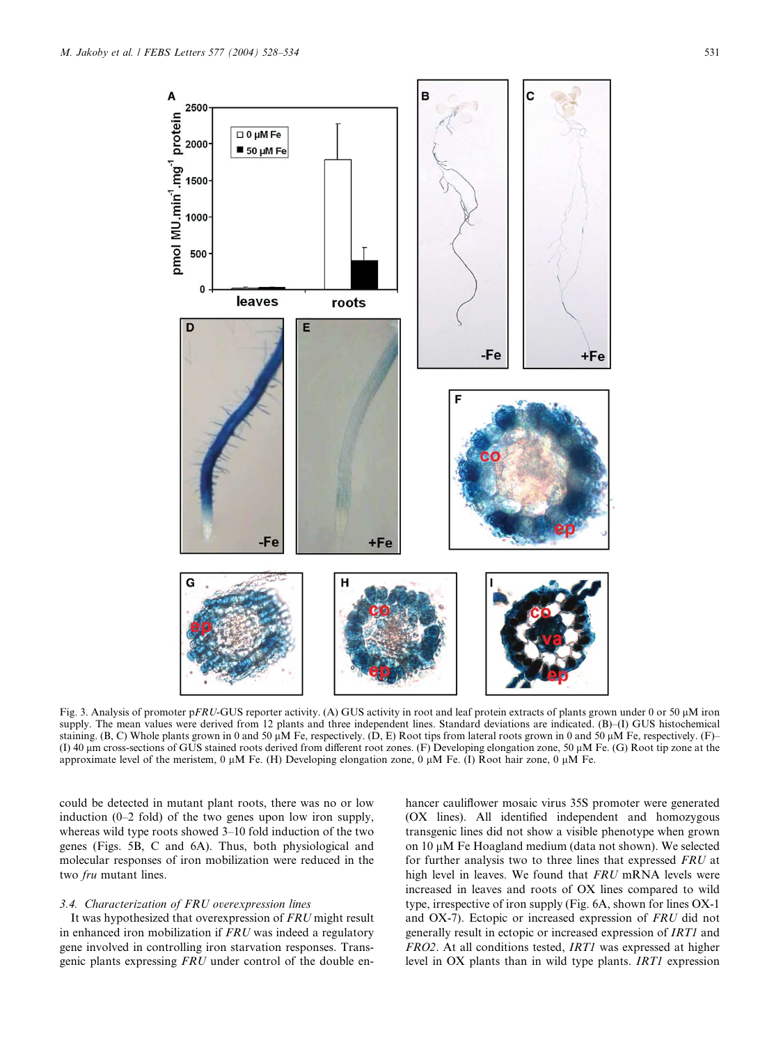Fig. 3. Analysis of promoter p*FRU*-GUS reporter activity. (A) GUS activity in root and leaf protein extracts of plants grown under 0 or 50 μM iron supply. The mean values were derived from 12 plants and three independent lines. Standard deviations are indicated. (B)–(I) GUS histochemical staining. (B, C) Whole plants grown in 0 and 50 μM Fe, respectively. (D, E) Root tips from lateral roots grown in 0 and 50 μM Fe, respectively. (F)–(I) 40 μm cross-sections of GUS stained roots derived from different root zones. (F) Developing elongation zone, 50 μM Fe. (G) Root tip zone at the approximate level of the meristem, 0 μM Fe. (H) Developing elongation zone, 0 μM Fe. (I) Root hair zone, 0 μM Fe.

could be detected in mutant plant roots, there was no or low induction (0–2 fold) of the two genes upon low iron supply, whereas wild type roots showed 3–10 fold induction of the two genes (Figs. 5B, C and 6A). Thus, both physiological and molecular responses of iron mobilization were reduced in the two *fru* mutant lines.

### 3.4. Characterization of FRU overexpression lines

It was hypothesized that overexpression of *FRU* might result in enhanced iron mobilization if *FRU* was indeed a regulatory gene involved in controlling iron starvation responses. Transgenic plants expressing *FRU* under control of the double enhancer cauliflower mosaic virus 35S promoter were generated (OX lines). All identified independent and homozygous transgenic lines did not show a visible phenotype when grown on 10 μM Fe Hoagland medium (data not shown). We selected for further analysis two to three lines that expressed *FRU* at high level in leaves. We found that *FRU* mRNA levels were increased in leaves and roots of OX lines compared to wild type, irrespective of iron supply (Fig. 6A, shown for lines OX-1 and OX-7). Ectopic or increased expression of *FRU* did not generally result in ectopic or increased expression of *IRT1* and *FRO2*. At all conditions tested, *IRT1* was expressed at higher level in OX plants than in wild type plants. *IRT1* expression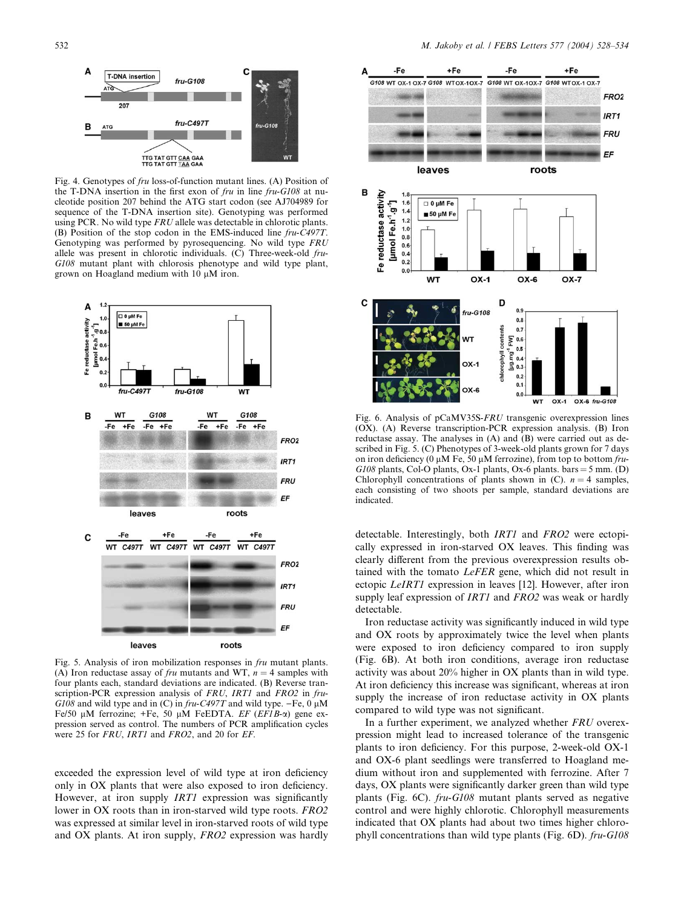Fig. 4. Genotypes of *fru* loss-of-function mutant lines. (A) Position of the T-DNA insertion in the first exon of *fru* in line *fru-G108* at nucleotide position 207 behind the ATG start codon (see AJ704989 for sequence of the T-DNA insertion site). Genotyping was performed using PCR. No wild type *FRU* allele was detectable in chlorotic plants. (B) Position of the stop codon in the EMS-induced line *fru-C497T*. Genotyping was performed by pyrosequencing. No wild type *FRU* allele was present in chlorotic individuals. (C) Three-week-old *fru-G108* mutant plant with chlorosis phenotype and wild type plant, grown on Hoagland medium with 10 μM iron.

Fig. 5. Analysis of iron mobilization responses in *fru* mutant plants. (A) Iron reductase assay of *fru* mutants and WT, $n = 4$ samples with four plants each, standard deviations are indicated. (B) Reverse transcription-PCR expression analysis of *FRU*, *IRT1* and *FRO2* in *fru-G108* and wild type and in (C) in *fru-C497T* and wild type. −Fe, 0 μM Fe/50 μM ferrozine; +Fe, 50 μM FeEDTA. *EF* (*EF1B-α*) gene expression served as control. The numbers of PCR amplification cycles were 25 for *FRU*, *IRT1* and *FRO2*, and 20 for *EF*.

exceeded the expression level of wild type at iron deficiency only in OX plants that were also exposed to iron deficiency. However, at iron supply *IRT1* expression was significantly lower in OX roots than in iron-starved wild type roots. *FRO2* was expressed at similar level in iron-starved roots of wild type and OX plants. At iron supply, *FRO2* expression was hardly detectable. Interestingly, both *IRT1* and *FRO2* were ectopically expressed in iron-starved OX leaves. This finding was clearly different from the previous overexpression results obtained with the tomato *LeFER* gene, which did not result in ectopic *LeIRT1* expression in leaves [12]. However, after iron supply leaf expression of *IRT1* and *FRO2* was weak or hardly detectable.

Iron reductase activity was significantly induced in wild type and OX roots by approximately twice the level when plants were exposed to iron deficiency compared to iron supply (Fig. 6B). At both iron conditions, average iron reductase activity was about 20% higher in OX plants than in wild type. At iron deficiency this increase was significant, whereas at iron supply the increase of iron reductase activity in OX plants compared to wild type was not significant.

In a further experiment, we analyzed whether *FRU* overexpression might lead to increased tolerance of the transgenic plants to iron deficiency. For this purpose, 2-week-old OX-1 and OX-6 plant seedlings were transferred to Hoagland medium without iron and supplemented with ferrozine. After 7 days, OX plants were significantly darker green than wild type plants (Fig. 6C). *fru-G108* mutant plants served as negative control and were highly chlorotic. Chlorophyll measurements indicated that OX plants had about two times higher chlorophyll concentrations than wild type plants (Fig. 6D). *fru-G108*

Fig. 6. Analysis of pCaMV35S-*FRU* transgenic overexpression lines (OX). (A) Reverse transcription-PCR expression analysis. (B) Iron reductase assay. The analyses in (A) and (B) were carried out as described in Fig. 5. (C) Phenotypes of 3-week-old plants grown for 7 days on iron deficiency (0 μM Fe, 50 μM ferrozine), from top to bottom *fru-G108* plants, Col-O plants, Ox-1 plants, Ox-6 plants. bars = 5 mm. (D) Chlorophyll concentrations of plants shown in (C). $n = 4$ samples, each consisting of two shoots per sample, standard deviations are indicated.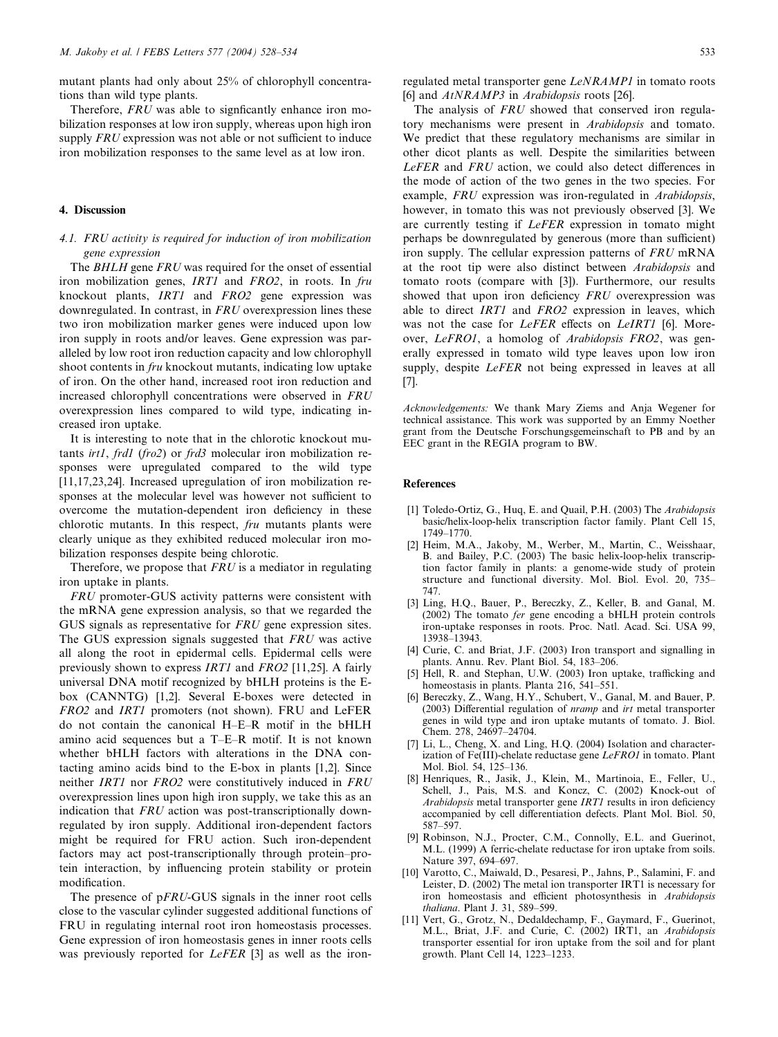mutant plants had only about 25% of chlorophyll concentrations than wild type plants.

Therefore, *FRU* was able to signficantly enhance iron mobilization responses at low iron supply, whereas upon high iron supply *FRU* expression was not able or not sufficient to induce iron mobilization responses to the same level as at low iron.

## 4. Discussion

### 4.1. *FRU* activity is required for induction of iron mobilization gene expression

The *BHLH* gene *FRU* was required for the onset of essential iron mobilization genes, *IRT1* and *FRO2*, in roots. In *fru* knockout plants, *IRT1* and *FRO2* gene expression was downregulated. In contrast, in *FRU* overexpression lines these two iron mobilization marker genes were induced upon low iron supply in roots and/or leaves. Gene expression was paralleled by low root iron reduction capacity and low chlorophyll shoot contents in *fru* knockout mutants, indicating low uptake of iron. On the other hand, increased root iron reduction and increased chlorophyll concentrations were observed in *FRU* overexpression lines compared to wild type, indicating increased iron uptake.

It is interesting to note that in the chlorotic knockout mutants *irt1*, *frd1* (*fro2*) or *frd3* molecular iron mobilization responses were upregulated compared to the wild type [11,17,23,24]. Increased upregulation of iron mobilization responses at the molecular level was however not sufficient to overcome the mutation-dependent iron deficiency in these chlorotic mutants. In this respect, *fru* mutants plants were clearly unique as they exhibited reduced molecular iron mobilization responses despite being chlorotic.

Therefore, we propose that *FRU* is a mediator in regulating iron uptake in plants.

*FRU* promoter-GUS activity patterns were consistent with the mRNA gene expression analysis, so that we regarded the GUS signals as representative for *FRU* gene expression sites. The GUS expression signals suggested that *FRU* was active all along the root in epidermal cells. Epidermal cells were previously shown to express *IRT1* and *FRO2* [11,25]. A fairly universal DNA motif recognized by bHLH proteins is the E-box (CANNTG) [1,2]. Several E-boxes were detected in *FRO2* and *IRT1* promoters (not shown). FRU and LeFER do not contain the canonical H–E–R motif in the bHLH amino acid sequences but a T–E–R motif. It is not known whether bHLH factors with alterations in the DNA contacting amino acids bind to the E-box in plants [1,2]. Since neither *IRT1* nor *FRO2* were constitutively induced in *FRU* overexpression lines upon high iron supply, we take this as an indication that *FRU* action was post-transcriptionally downregulated by iron supply. Additional iron-dependent factors might be required for FRU action. Such iron-dependent factors may act post-transcriptionally through protein–protein interaction, by influencing protein stability or protein modification.

The presence of p*FRU*-GUS signals in the inner root cells close to the vascular cylinder suggested additional functions of FRU in regulating internal root iron homeostasis processes. Gene expression of iron homeostasis genes in inner roots cells was previously reported for *LeFER* [3] as well as the iron-regulated metal transporter gene *LeNRAMP1* in tomato roots [6] and *AtNRAMP3* in *Arabidopsis* roots [26].

The analysis of *FRU* showed that conserved iron regulatory mechanisms were present in *Arabidopsis* and tomato. We predict that these regulatory mechanisms are similar in other dicot plants as well. Despite the similarities between *LeFER* and *FRU* action, we could also detect differences in the mode of action of the two genes in the two species. For example, *FRU* expression was iron-regulated in *Arabidopsis*, however, in tomato this was not previously observed [3]. We are currently testing if *LeFER* expression in tomato might perhaps be downregulated by generous (more than sufficient) iron supply. The cellular expression patterns of *FRU* mRNA at the root tip were also distinct between *Arabidopsis* and tomato roots (compare with [3]). Furthermore, our results showed that upon iron deficiency *FRU* overexpression was able to direct *IRT1* and *FRO2* expression in leaves, which was not the case for *LeFER* effects on *LeIRT1* [6]. Moreover, *LeFRO1*, a homolog of *Arabidopsis FRO2*, was generally expressed in tomato wild type leaves upon low iron supply, despite *LeFER* not being expressed in leaves at all [7].

*Acknowledgements:* We thank Mary Ziems and Anja Wegener for technical assistance. This work was supported by an Emmy Noether grant from the Deutsche Forschungsgemeinschaft to PB and by an EEC grant in the REGIA program to BW.

## References

[1] Toledo-Ortiz, G., Huq, E. and Quail, P.H. (2003) The *Arabidopsis* basic/helix-loop-helix transcription factor family. Plant Cell 15, 1749–1770.

[2] Heim, M.A., Jakoby, M., Werber, M., Martin, C., Weisshaar, B. and Bailey, P.C. (2003) The basic helix-loop-helix transcription factor family in plants: a genome-wide study of protein structure and functional diversity. Mol. Biol. Evol. 20, 735–747.

[3] Ling, H.Q., Bauer, P., Bereczky, Z., Keller, B. and Ganal, M. (2002) The tomato *fer* gene encoding a bHLH protein controls iron-uptake responses in roots. Proc. Natl. Acad. Sci. USA 99, 13938–13943.

[4] Curie, C. and Briat, J.F. (2003) Iron transport and signalling in plants. Annu. Rev. Plant Biol. 54, 183–206.

[5] Hell, R. and Stephan, U.W. (2003) Iron uptake, trafficking and homeostasis in plants. Planta 216, 541–551.

[6] Bereczky, Z., Wang, H.Y., Schubert, V., Ganal, M. and Bauer, P. (2003) Differential regulation of *nramp* and *irt* metal transporter genes in wild type and iron uptake mutants of tomato. J. Biol. Chem. 278, 24697–24704.

[7] Li, L., Cheng, X. and Ling, H.Q. (2004) Isolation and characterization of Fe(III)-chelate reductase gene *LeFRO1* in tomato. Plant Mol. Biol. 54, 125–136.

[8] Henriques, R., Jasik, J., Klein, M., Martinoia, E., Feller, U., Schell, J., Pais, M.S. and Koncz, C. (2002) Knock-out of *Arabidopsis* metal transporter gene *IRT1* results in iron deficiency accompanied by cell differentiation defects. Plant Mol. Biol. 50, 587–597.

[9] Robinson, N.J., Procter, C.M., Connolly, E.L. and Guerinot, M.L. (1999) A ferric-chelate reductase for iron uptake from soils. Nature 397, 694–697.

[10] Varotto, C., Maiwald, D., Pesaresi, P., Jahns, P., Salamini, F. and Leister, D. (2002) The metal ion transporter IRT1 is necessary for iron homeostasis and efficient photosynthesis in *Arabidopsis thaliana*. Plant J. 31, 589–599.

[11] Vert, G., Grotz, N., Dedaldechamp, F., Gaymard, F., Guerinot, M.L., Briat, J.F. and Curie, C. (2002) IRT1, an *Arabidopsis* transporter essential for iron uptake from the soil and for plant growth. Plant Cell 14, 1223–1233.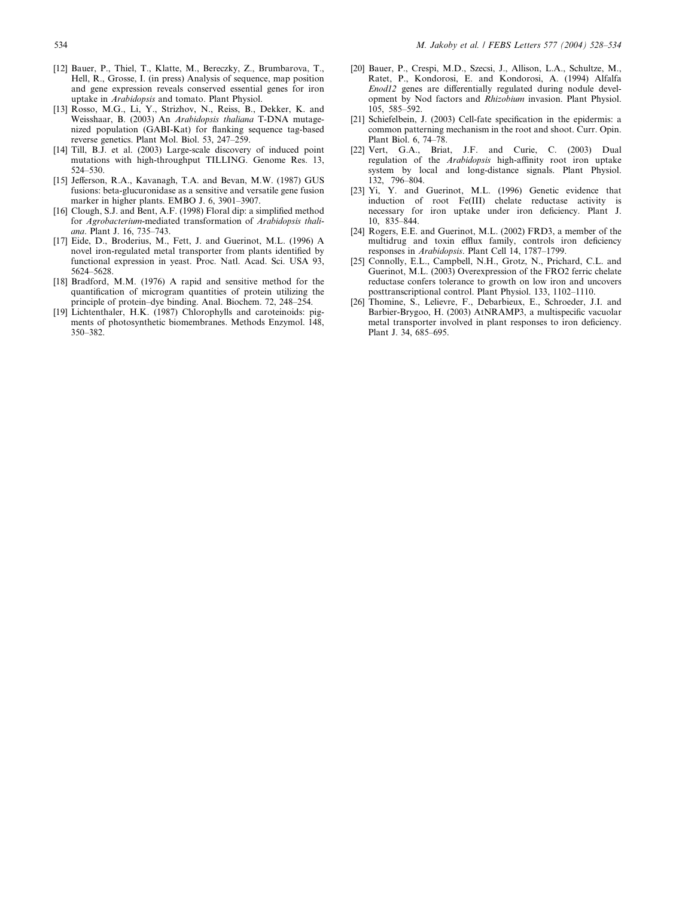[12] Bauer, P., Thiel, T., Klatte, M., Bereczky, Z., Brumbarova, T., Hell, R., Grosse, I. (in press) Analysis of sequence, map position and gene expression reveals conserved essential genes for iron uptake in *Arabidopsis* and tomato. Plant Physiol.

[13] Rosso, M.G., Li, Y., Strizhov, N., Reiss, B., Dekker, K. and Weisshaar, B. (2003) An *Arabidopsis thaliana* T-DNA mutagenized population (GABI-Kat) for flanking sequence tag-based reverse genetics. Plant Mol. Biol. 53, 247–259.

[14] Till, B.J. et al. (2003) Large-scale discovery of induced point mutations with high-throughput TILLING. Genome Res. 13, 524–530.

[15] Jefferson, R.A., Kavanagh, T.A. and Bevan, M.W. (1987) GUS fusions: beta-glucuronidase as a sensitive and versatile gene fusion marker in higher plants. EMBO J. 6, 3901–3907.

[16] Clough, S.J. and Bent, A.F. (1998) Floral dip: a simplified method for *Agrobacterium*-mediated transformation of *Arabidopsis thaliana*. Plant J. 16, 735–743.

[17] Eide, D., Broderius, M., Fett, J. and Guerinot, M.L. (1996) A novel iron-regulated metal transporter from plants identified by functional expression in yeast. Proc. Natl. Acad. Sci. USA 93, 5624–5628.

[18] Bradford, M.M. (1976) A rapid and sensitive method for the quantification of microgram quantities of protein utilizing the principle of protein–dye binding. Anal. Biochem. 72, 248–254.

[19] Lichtenthaler, H.K. (1987) Chlorophylls and caroteinoids: pigments of photosynthetic biomembranes. Methods Enzymol. 148, 350–382.

[20] Bauer, P., Crespi, M.D., Szecsi, J., Allison, L.A., Schultze, M., Ratet, P., Kondorosi, E. and Kondorosi, A. (1994) Alfalfa *Enod12* genes are differentially regulated during nodule development by Nod factors and *Rhizobium* invasion. Plant Physiol. 105, 585–592.

[21] Schiefelbein, J. (2003) Cell-fate specification in the epidermis: a common patterning mechanism in the root and shoot. Curr. Opin. Plant Biol. 6, 74–78.

[22] Vert, G.A., Briat, J.F. and Curie, C. (2003) Dual regulation of the *Arabidopsis* high-affinity root iron uptake system by local and long-distance signals. Plant Physiol. 132, 796–804.

[23] Yi, Y. and Guerinot, M.L. (1996) Genetic evidence that induction of root Fe(III) chelate reductase activity is necessary for iron uptake under iron deficiency. Plant J. 10, 835–844.

[24] Rogers, E.E. and Guerinot, M.L. (2002) FRD3, a member of the multidrug and toxin efflux family, controls iron deficiency responses in *Arabidopsis*. Plant Cell 14, 1787–1799.

[25] Connolly, E.L., Campbell, N.H., Grotz, N., Prichard, C.L. and Guerinot, M.L. (2003) Overexpression of the FRO2 ferric chelate reductase confers tolerance to growth on low iron and uncovers posttranscriptional control. Plant Physiol. 133, 1102–1110.

[26] Thomine, S., Lelievre, F., Debarbieux, E., Schroeder, J.I. and Barbier-Brygoo, H. (2003) AtNRAMP3, a multispecific vacuolar metal transporter involved in plant responses to iron deficiency. Plant J. 34, 685–695.